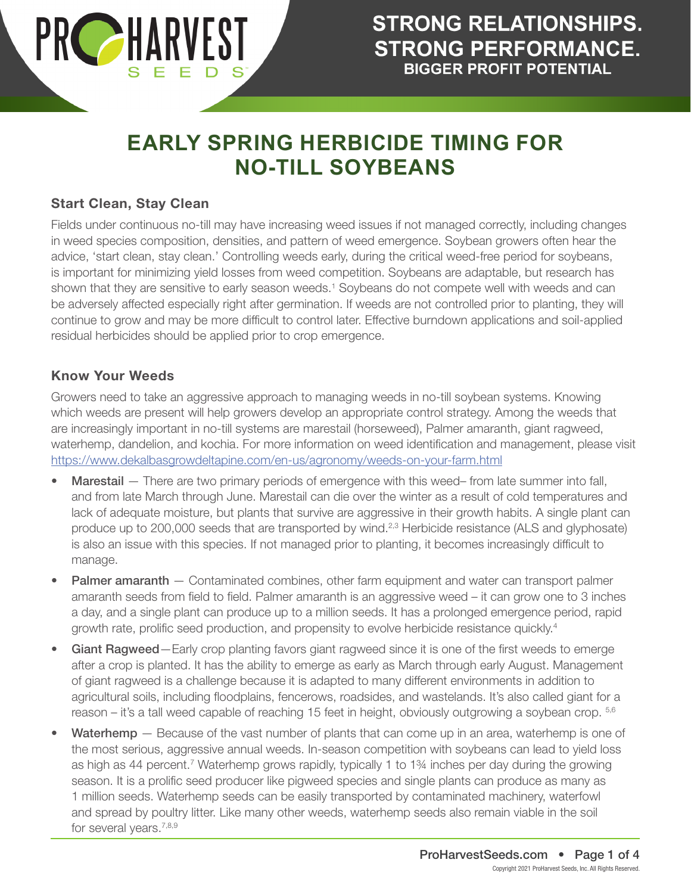# EARLY SPRING HERBICIDE TIMING FOR NO-TILL SOYBEANS

## Start Clean, Stay Clean

Fields under continuous no-till may have increasing weed issues if not managed correctly, including changes in weed species composition, densities, and pattern of weed emergence. Soybean growers often hear the advice, 'start clean, stay clean.' Controlling weeds early, during the critical weed-free period for soybeans, is important for minimizing yield losses from weed competition. Soybeans are adaptable, but research has shown that they are sensitive to early season weeds.[1] Soybeans do not compete well with weeds and can be adversely affected especially right after germination. If weeds are not controlled prior to planting, they will continue to grow and may be more difficult to control later. Effective burndown applications and soil-applied residual herbicides should be applied prior to crop emergence.

## Know Your Weeds

Growers need to take an aggressive approach to managing weeds in no-till soybean systems. Knowing which weeds are present will help growers develop an appropriate control strategy. Among the weeds that are increasingly important in no-till systems are marestail (horseweed), Palmer amaranth, giant ragweed, waterhemp, dandelion, and kochia. For more information on weed identification and management, please visit https://www.dekalbasgrowdeltapine.com/en-us/agronomy/weeds-on-your-farm.html

- **Marestail** — There are two primary periods of emergence with this weed– from late summer into fall, and from late March through June. Marestail can die over the winter as a result of cold temperatures and lack of adequate moisture, but plants that survive are aggressive in their growth habits. A single plant can produce up to 200,000 seeds that are transported by wind.[2,3] Herbicide resistance (ALS and glyphosate) is also an issue with this species. If not managed prior to planting, it becomes increasingly difficult to manage.
- **Palmer amaranth** — Contaminated combines, other farm equipment and water can transport palmer amaranth seeds from field to field. Palmer amaranth is an aggressive weed – it can grow one to 3 inches a day, and a single plant can produce up to a million seeds. It has a prolonged emergence period, rapid growth rate, prolific seed production, and propensity to evolve herbicide resistance quickly.[4]
- **Giant Ragweed**—Early crop planting favors giant ragweed since it is one of the first weeds to emerge after a crop is planted. It has the ability to emerge as early as March through early August. Management of giant ragweed is a challenge because it is adapted to many different environments in addition to agricultural soils, including floodplains, fencerows, roadsides, and wastelands. It's also called giant for a reason – it's a tall weed capable of reaching 15 feet in height, obviously outgrowing a soybean crop. [5,6]
- **Waterhemp** — Because of the vast number of plants that can come up in an area, waterhemp is one of the most serious, aggressive annual weeds. In-season competition with soybeans can lead to yield loss as high as 44 percent.[7] Waterhemp grows rapidly, typically 1 to 1¾ inches per day during the growing season. It is a prolific seed producer like pigweed species and single plants can produce as many as 1 million seeds. Waterhemp seeds can be easily transported by contaminated machinery, waterfowl and spread by poultry litter. Like many other weeds, waterhemp seeds also remain viable in the soil for several years.[7,8,9]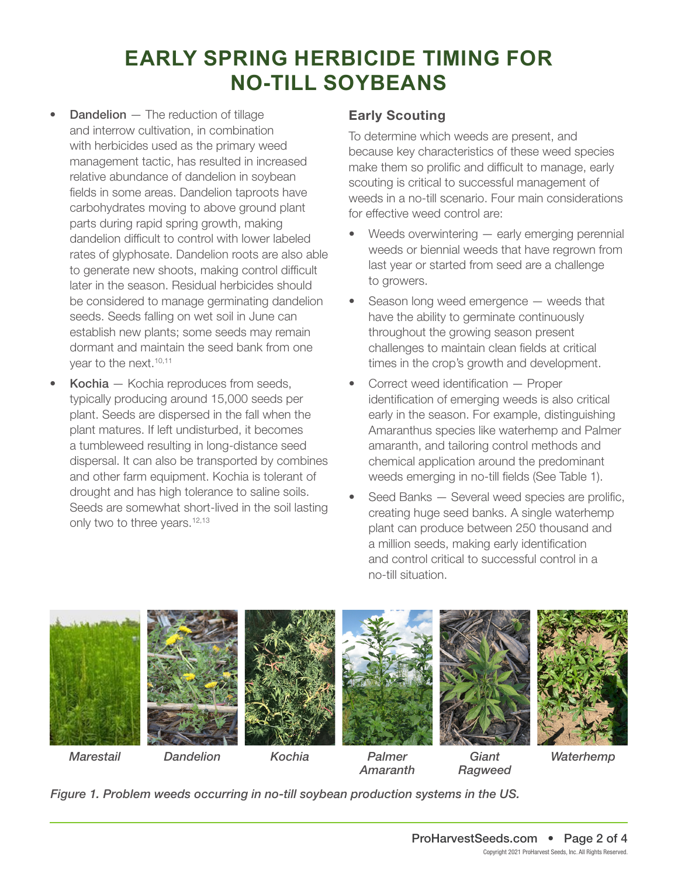# EARLY SPRING HERBICIDE TIMING FOR NO-TILL SOYBEANS

- **Dandelion** — The reduction of tillage and interrow cultivation, in combination with herbicides used as the primary weed management tactic, has resulted in increased relative abundance of dandelion in soybean fields in some areas. Dandelion taproots have carbohydrates moving to above ground plant parts during rapid spring growth, making dandelion difficult to control with lower labeled rates of glyphosate. Dandelion roots are also able to generate new shoots, making control difficult later in the season. Residual herbicides should be considered to manage germinating dandelion seeds. Seeds falling on wet soil in June can establish new plants; some seeds may remain dormant and maintain the seed bank from one year to the next.[10,11]
- **Kochia** — Kochia reproduces from seeds, typically producing around 15,000 seeds per plant. Seeds are dispersed in the fall when the plant matures. If left undisturbed, it becomes a tumbleweed resulting in long-distance seed dispersal. It can also be transported by combines and other farm equipment. Kochia is tolerant of drought and has high tolerance to saline soils. Seeds are somewhat short-lived in the soil lasting only two to three years.[12,13]

### Early Scouting

To determine which weeds are present, and because key characteristics of these weed species make them so prolific and difficult to manage, early scouting is critical to successful management of weeds in a no-till scenario. Four main considerations for effective weed control are:

- Weeds overwintering — early emerging perennial weeds or biennial weeds that have regrown from last year or started from seed are a challenge to growers.
- Season long weed emergence — weeds that have the ability to germinate continuously throughout the growing season present challenges to maintain clean fields at critical times in the crop's growth and development.
- Correct weed identification — Proper identification of emerging weeds is also critical early in the season. For example, distinguishing Amaranthus species like waterhemp and Palmer amaranth, and tailoring control methods and chemical application around the predominant weeds emerging in no-till fields (See Table 1).
- Seed Banks — Several weed species are prolific, creating huge seed banks. A single waterhemp plant can produce between 250 thousand and a million seeds, making early identification and control critical to successful control in a no-till situation.

*Marestail* | *Dandelion* | *Kochia* | *Palmer Amaranth* | *Giant Ragweed* | *Waterhemp*

*Figure 1. Problem weeds occurring in no-till soybean production systems in the US.*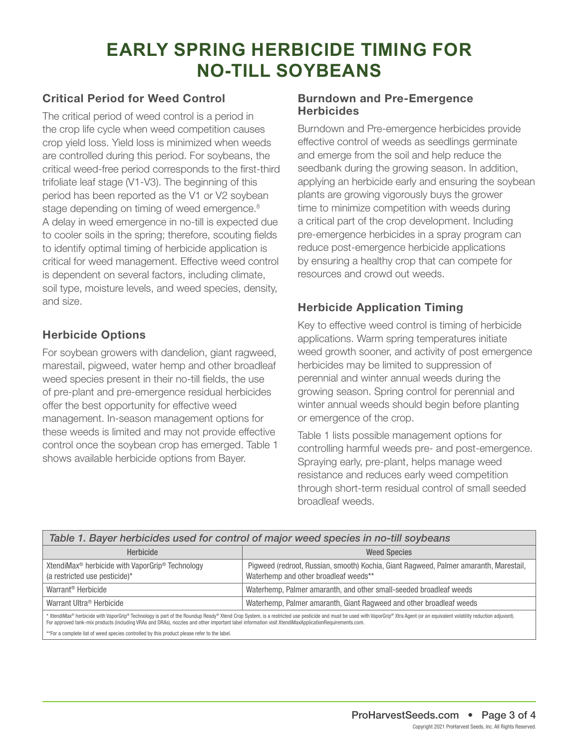# EARLY SPRING HERBICIDE TIMING FOR NO-TILL SOYBEANS

## Critical Period for Weed Control

The critical period of weed control is a period in the crop life cycle when weed competition causes crop yield loss. Yield loss is minimized when weeds are controlled during this period. For soybeans, the critical weed-free period corresponds to the first-third trifoliate leaf stage (V1-V3). The beginning of this period has been reported as the V1 or V2 soybean stage depending on timing of weed emergence.[8] A delay in weed emergence in no-till is expected due to cooler soils in the spring; therefore, scouting fields to identify optimal timing of herbicide application is critical for weed management. Effective weed control is dependent on several factors, including climate, soil type, moisture levels, and weed species, density, and size.

## Herbicide Options

For soybean growers with dandelion, giant ragweed, marestail, pigweed, water hemp and other broadleaf weed species present in their no-till fields, the use of pre-plant and pre-emergence residual herbicides offer the best opportunity for effective weed management. In-season management options for these weeds is limited and may not provide effective control once the soybean crop has emerged. Table 1 shows available herbicide options from Bayer.

## Burndown and Pre-Emergence Herbicides

Burndown and Pre-emergence herbicides provide effective control of weeds as seedlings germinate and emerge from the soil and help reduce the seedbank during the growing season. In addition, applying an herbicide early and ensuring the soybean plants are growing vigorously buys the grower time to minimize competition with weeds during a critical part of the crop development. Including pre-emergence herbicides in a spray program can reduce post-emergence herbicide applications by ensuring a healthy crop that can compete for resources and crowd out weeds.

## Herbicide Application Timing

Key to effective weed control is timing of herbicide applications. Warm spring temperatures initiate weed growth sooner, and activity of post emergence herbicides may be limited to suppression of perennial and winter annual weeds during the growing season. Spring control for perennial and winter annual weeds should begin before planting or emergence of the crop.

Table 1 lists possible management options for controlling harmful weeds pre- and post-emergence. Spraying early, pre-plant, helps manage weed resistance and reduces early weed competition through short-term residual control of small seeded broadleaf weeds.

*Table 1. Bayer herbicides used for control of major weed species in no-till soybeans*

| Herbicide | Weed Species |
|---|---|
| XtendiMax® herbicide with VaporGrip® Technology (a restricted use pesticide)* | Pigweed (redroot, Russian, smooth) Kochia, Giant Ragweed, Palmer amaranth, Marestail, Waterhemp and other broadleaf weeds** |
| Warrant® Herbicide | Waterhemp, Palmer amaranth, and other small-seeded broadleaf weeds |
| Warrant Ultra® Herbicide | Waterhemp, Palmer amaranth, Giant Ragweed and other broadleaf weeds |

\* XtendiMax® herbicide with VaporGrip® Technology is part of the Roundup Ready® Xtend Crop System, is a restricted use pesticide and must be used with VaporGrip® Xtra Agent (or an equivalent volatility reduction adjuvant). For approved tank-mix products (including VRAs and DRAs), nozzles and other important label information visit XtendiMaxApplicationRequirements.com.

\*\*For a complete list of weed species controlled by this product please refer to the label.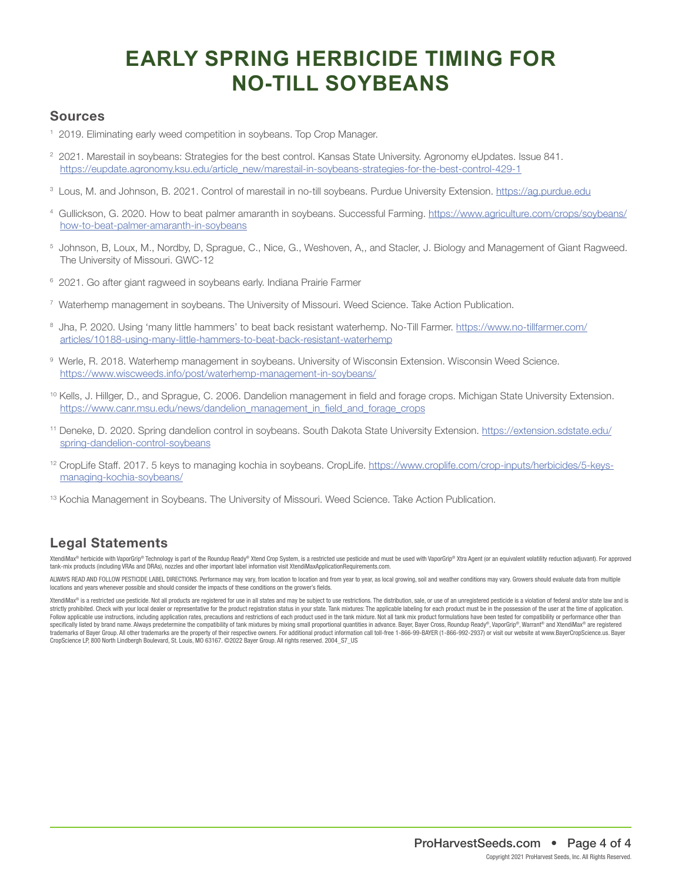# EARLY SPRING HERBICIDE TIMING FOR NO-TILL SOYBEANS

## Sources

[1] 2019. Eliminating early weed competition in soybeans. Top Crop Manager.

[2] 2021. Marestail in soybeans: Strategies for the best control. Kansas State University. Agronomy eUpdates. Issue 841. https://eupdate.agronomy.ksu.edu/article_new/marestail-in-soybeans-strategies-for-the-best-control-429-1

[3] Lous, M. and Johnson, B. 2021. Control of marestail in no-till soybeans. Purdue University Extension. https://ag.purdue.edu

[4] Gullickson, G. 2020. How to beat palmer amaranth in soybeans. Successful Farming. https://www.agriculture.com/crops/soybeans/how-to-beat-palmer-amaranth-in-soybeans

[5] Johnson, B, Loux, M., Nordby, D, Sprague, C., Nice, G., Weshoven, A,, and Stacler, J. Biology and Management of Giant Ragweed. The University of Missouri. GWC-12

[6] 2021. Go after giant ragweed in soybeans early. Indiana Prairie Farmer

[7] Waterhemp management in soybeans. The University of Missouri. Weed Science. Take Action Publication.

[8] Jha, P. 2020. Using 'many little hammers' to beat back resistant waterhemp. No-Till Farmer. https://www.no-tillfarmer.com/articles/10188-using-many-little-hammers-to-beat-back-resistant-waterhemp

[9] Werle, R. 2018. Waterhemp management in soybeans. University of Wisconsin Extension. Wisconsin Weed Science. https://www.wiscweeds.info/post/waterhemp-management-in-soybeans/

[10] Kells, J. Hillger, D., and Sprague, C. 2006. Dandelion management in field and forage crops. Michigan State University Extension. https://www.canr.msu.edu/news/dandelion_management_in_field_and_forage_crops

[11] Deneke, D. 2020. Spring dandelion control in soybeans. South Dakota State University Extension. https://extension.sdstate.edu/spring-dandelion-control-soybeans

[12] CropLife Staff. 2017. 5 keys to managing kochia in soybeans. CropLife. https://www.croplife.com/crop-inputs/herbicides/5-keys-managing-kochia-soybeans/

[13] Kochia Management in Soybeans. The University of Missouri. Weed Science. Take Action Publication.

## Legal Statements

XtendiMax® herbicide with VaporGrip® Technology is part of the Roundup Ready® Xtend Crop System, is a restricted use pesticide and must be used with VaporGrip® Xtra Agent (or an equivalent volatility reduction adjuvant). For approved tank-mix products (including VRAs and DRAs), nozzles and other important label information visit XtendiMaxApplicationRequirements.com.

ALWAYS READ AND FOLLOW PESTICIDE LABEL DIRECTIONS. Performance may vary, from location to location and from year to year, as local growing, soil and weather conditions may vary. Growers should evaluate data from multiple locations and years whenever possible and should consider the impacts of these conditions on the grower's fields.

XtendiMax® is a restricted use pesticide. Not all products are registered for use in all states and may be subject to use restrictions. The distribution, sale, or use of an unregistered pesticide is a violation of federal and/or state law and is strictly prohibited. Check with your local dealer or representative for the product registration status in your state. Tank mixtures: The applicable labeling for each product must be in the possession of the user at the time of application. Follow applicable use instructions, including application rates, precautions and restrictions of each product used in the tank mixture. Not all tank mix product formulations have been tested for compatibility or performance other than specifically listed by brand name. Always predetermine the compatibility of tank mixtures by mixing small proportional quantities in advance. Bayer, Bayer Cross, Roundup Ready®, VaporGrip®, Warrant® and XtendiMax® are registered trademarks of Bayer Group. All other trademarks are the property of their respective owners. For additional product information call toll-free 1-866-99-BAYER (1-866-992-2937) or visit our website at www.BayerCropScience.us. Bayer CropScience LP, 800 North Lindbergh Boulevard, St. Louis, MO 63167. ©2022 Bayer Group. All rights reserved. 2004_S7_US